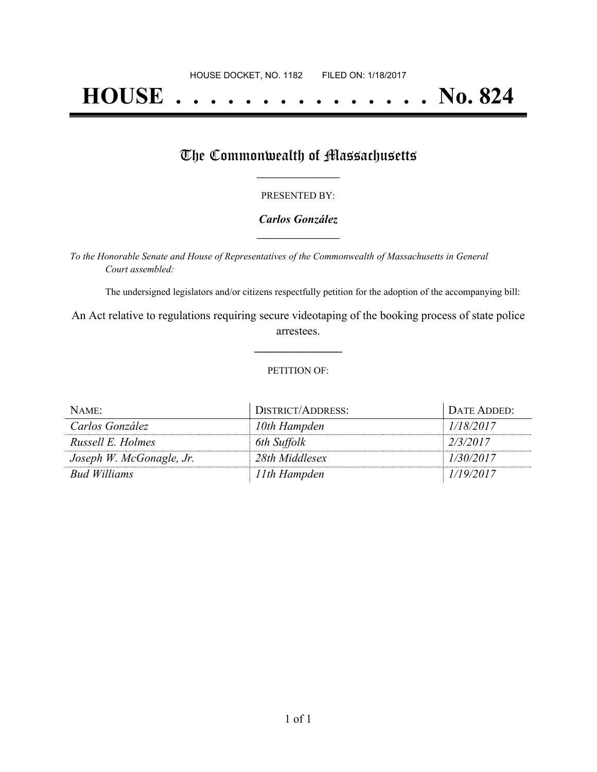HOUSE DOCKET, NO. 1182        FILED ON: 1/18/2017

# HOUSE . . . . . . . . . . . . . . . No. 824

## The Commonwealth of Massachusetts

PRESENTED BY:

***Carlos González***

*To the Honorable Senate and House of Representatives of the Commonwealth of Massachusetts in General Court assembled:*

The undersigned legislators and/or citizens respectfully petition for the adoption of the accompanying bill:

An Act relative to regulations requiring secure videotaping of the booking process of state police arrestees.

PETITION OF:

| NAME: | DISTRICT/ADDRESS: | DATE ADDED: |
| --- | --- | --- |
| *Carlos González* | *10th Hampden* | *1/18/2017* |
| *Russell E. Holmes* | *6th Suffolk* | *2/3/2017* |
| *Joseph W. McGonagle, Jr.* | *28th Middlesex* | *1/30/2017* |
| *Bud Williams* | *11th Hampden* | *1/19/2017* |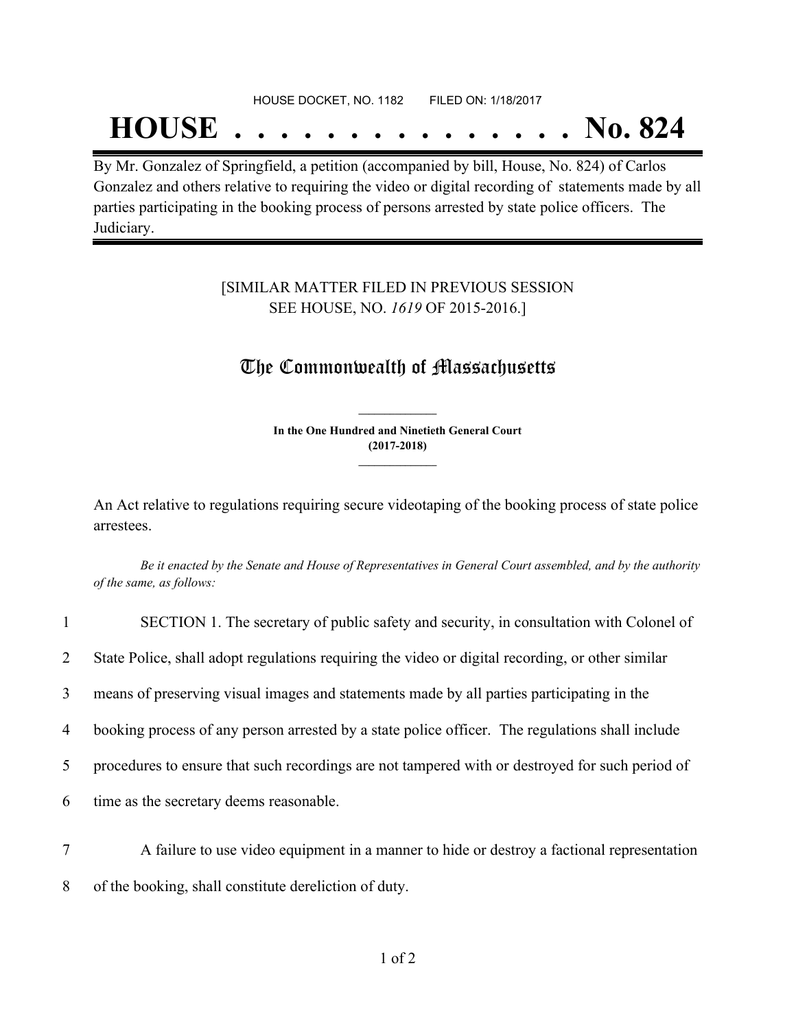HOUSE DOCKET, NO. 1182 FILED ON: 1/18/2017

# HOUSE . . . . . . . . . . . . . . . No. 824

By Mr. Gonzalez of Springfield, a petition (accompanied by bill, House, No. 824) of Carlos Gonzalez and others relative to requiring the video or digital recording of statements made by all parties participating in the booking process of persons arrested by state police officers. The Judiciary.

[SIMILAR MATTER FILED IN PREVIOUS SESSION
SEE HOUSE, NO. *1619* OF 2015-2016.]

## The Commonwealth of Massachusetts

**In the One Hundred and Ninetieth General Court**
**(2017-2018)**

An Act relative to regulations requiring secure videotaping of the booking process of state police arrestees.

*Be it enacted by the Senate and House of Representatives in General Court assembled, and by the authority of the same, as follows:*

1 SECTION 1. The secretary of public safety and security, in consultation with Colonel of
2 State Police, shall adopt regulations requiring the video or digital recording, or other similar
3 means of preserving visual images and statements made by all parties participating in the
4 booking process of any person arrested by a state police officer. The regulations shall include
5 procedures to ensure that such recordings are not tampered with or destroyed for such period of
6 time as the secretary deems reasonable.

7 A failure to use video equipment in a manner to hide or destroy a factional representation
8 of the booking, shall constitute dereliction of duty.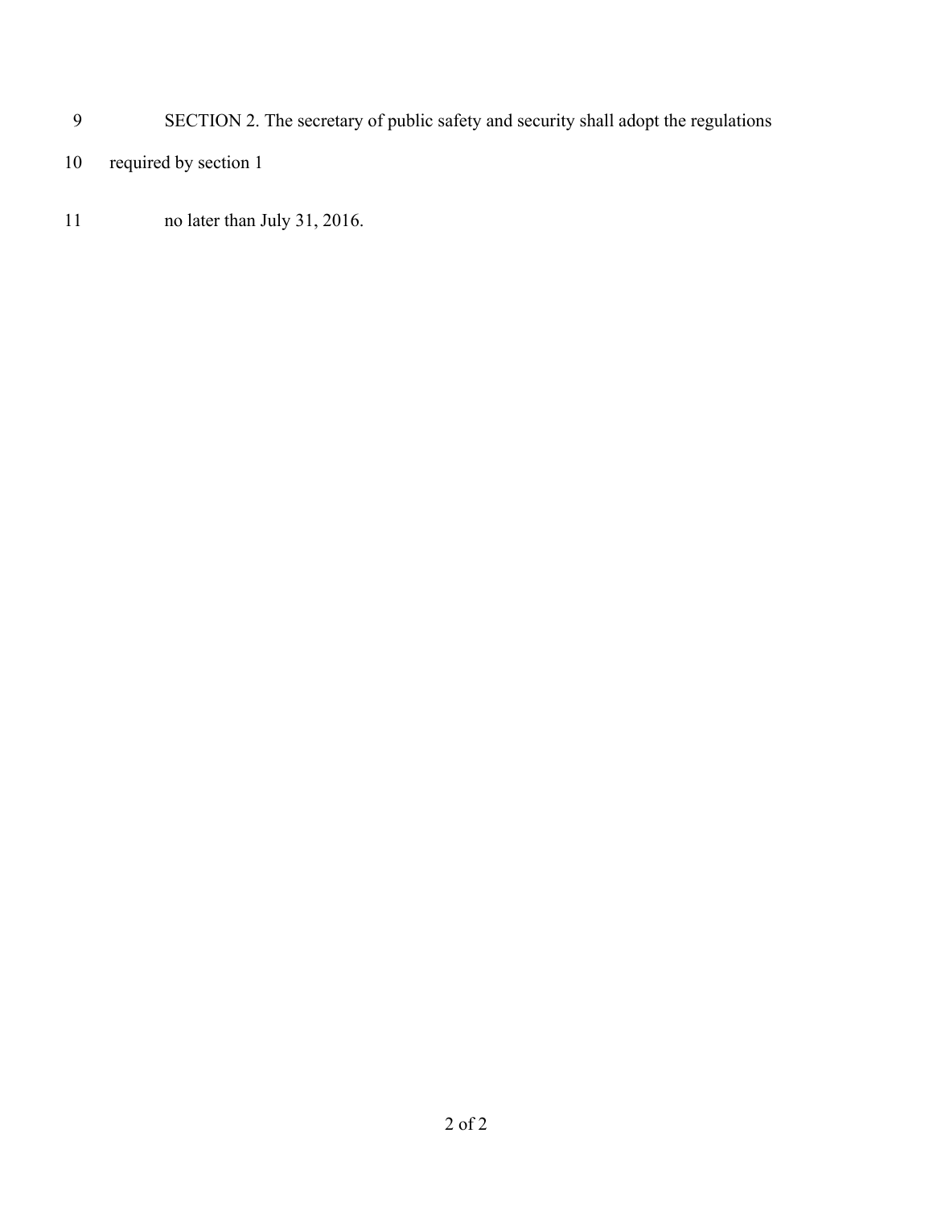SECTION 2. The secretary of public safety and security shall adopt the regulations required by section 1

no later than July 31, 2016.